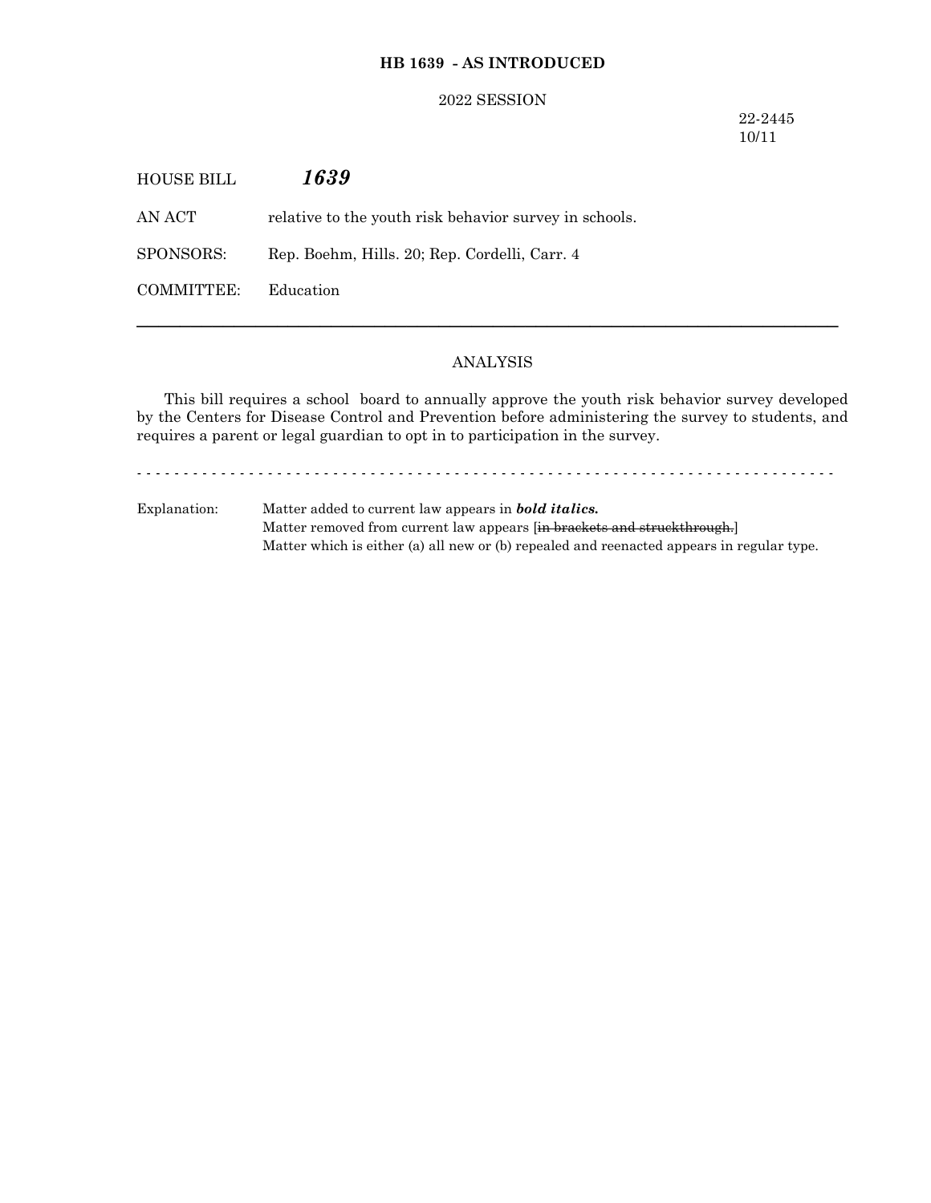**HB 1639 - AS INTRODUCED**

2022 SESSION

22-2445
10/11

HOUSE BILL ***1639***

AN ACT relative to the youth risk behavior survey in schools.

SPONSORS: Rep. Boehm, Hills. 20; Rep. Cordelli, Carr. 4

COMMITTEE: Education

---

ANALYSIS

This bill requires a school board to annually approve the youth risk behavior survey developed by the Centers for Disease Control and Prevention before administering the survey to students, and requires a parent or legal guardian to opt in to participation in the survey.

- - - - - - - - - - - - - - - - - - - - - - - - - - - - - - - - - - - - - - - - - - - - - - - - - - - - - - - - - - - - - - - - - - - - - - - -

Explanation: Matter added to current law appears in ***bold italics.***
Matter removed from current law appears [~~in brackets and struckthrough.~~]
Matter which is either (a) all new or (b) repealed and reenacted appears in regular type.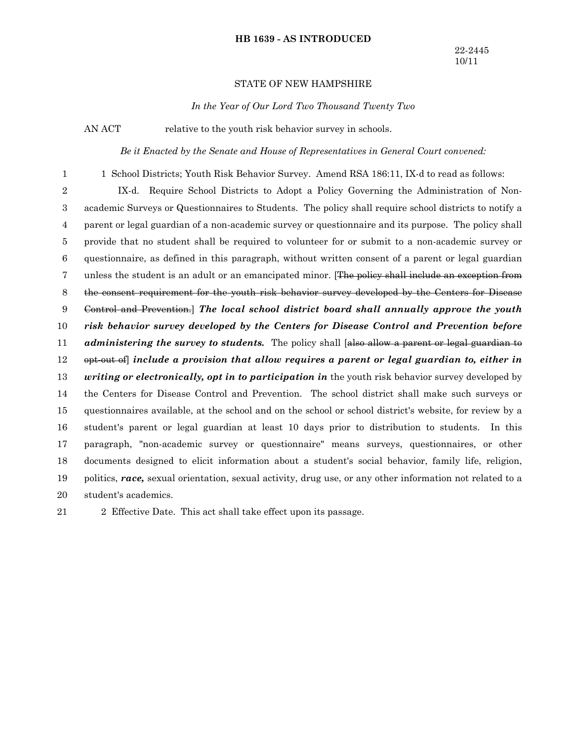**HB 1639 - AS INTRODUCED**

22-2445
10/11

STATE OF NEW HAMPSHIRE

*In the Year of Our Lord Two Thousand Twenty Two*

AN ACT relative to the youth risk behavior survey in schools.

*Be it Enacted by the Senate and House of Representatives in General Court convened:*

1 School Districts; Youth Risk Behavior Survey. Amend RSA 186:11, IX-d to read as follows:

IX-d. Require School Districts to Adopt a Policy Governing the Administration of Non-academic Surveys or Questionnaires to Students. The policy shall require school districts to notify a parent or legal guardian of a non-academic survey or questionnaire and its purpose. The policy shall provide that no student shall be required to volunteer for or submit to a non-academic survey or questionnaire, as defined in this paragraph, without written consent of a parent or legal guardian unless the student is an adult or an emancipated minor. [~~The policy shall include an exception from the consent requirement for the youth risk behavior survey developed by the Centers for Disease Control and Prevention.~~] ***The local school district board shall annually approve the youth risk behavior survey developed by the Centers for Disease Control and Prevention before administering the survey to students.*** The policy shall [~~also allow a parent or legal guardian to opt-out of~~] ***include a provision that allow requires a parent or legal guardian to, either in writing or electronically, opt in to participation in*** the youth risk behavior survey developed by the Centers for Disease Control and Prevention. The school district shall make such surveys or questionnaires available, at the school and on the school or school district's website, for review by a student's parent or legal guardian at least 10 days prior to distribution to students. In this paragraph, "non-academic survey or questionnaire" means surveys, questionnaires, or other documents designed to elicit information about a student's social behavior, family life, religion, politics, ***race,*** sexual orientation, sexual activity, drug use, or any other information not related to a student's academics.

2 Effective Date. This act shall take effect upon its passage.